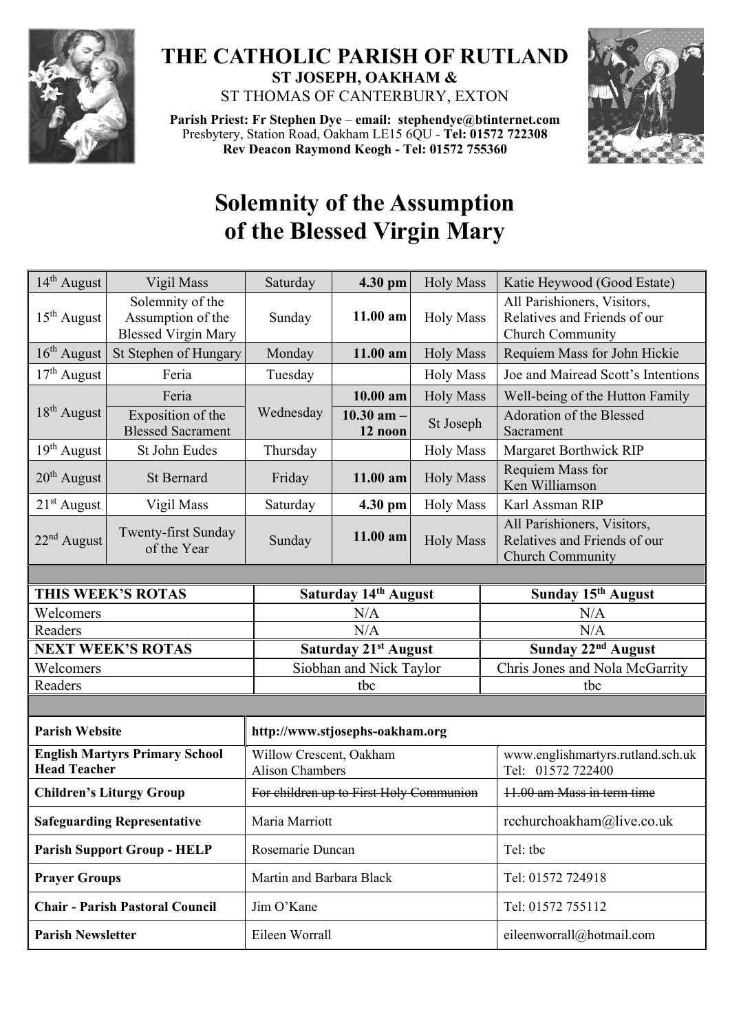# THE CATHOLIC PARISH OF RUTLAND

**ST JOSEPH, OAKHAM &**

ST THOMAS OF CANTERBURY, EXTON

**Parish Priest: Fr Stephen Dye** – **email: stephendye@btinternet.com**
Presbytery, Station Road, Oakham LE15 6QU - **Tel: 01572 722308**
**Rev Deacon Raymond Keogh - Tel: 01572 755360**

# Solemnity of the Assumption of the Blessed Virgin Mary

| Date | Occasion | Day | Time | Service | Intention |
|---|---|---|---|---|---|
| 14th August | Vigil Mass | Saturday | **4.30 pm** | Holy Mass | Katie Heywood (Good Estate) |
| 15th August | Solemnity of the Assumption of the Blessed Virgin Mary | Sunday | **11.00 am** | Holy Mass | All Parishioners, Visitors, Relatives and Friends of our Church Community |
| 16th August | St Stephen of Hungary | Monday | **11.00 am** | Holy Mass | Requiem Mass for John Hickie |
| 17th August | Feria | Tuesday | | Holy Mass | Joe and Mairead Scott's Intentions |
| 18th August | Feria | Wednesday | **10.00 am** | Holy Mass | Well-being of the Hutton Family |
| | Exposition of the Blessed Sacrament | | **10.30 am – 12 noon** | St Joseph | Adoration of the Blessed Sacrament |
| 19th August | St John Eudes | Thursday | | Holy Mass | Margaret Borthwick RIP |
| 20th August | St Bernard | Friday | **11.00 am** | Holy Mass | Requiem Mass for Ken Williamson |
| 21st August | Vigil Mass | Saturday | **4.30 pm** | Holy Mass | Karl Assman RIP |
| 22nd August | Twenty-first Sunday of the Year | Sunday | **11.00 am** | Holy Mass | All Parishioners, Visitors, Relatives and Friends of our Church Community |

| **THIS WEEK'S ROTAS** | **Saturday 14th August** | **Sunday 15th August** |
|---|---|---|
| Welcomers | N/A | N/A |
| Readers | N/A | N/A |
| **NEXT WEEK'S ROTAS** | **Saturday 21st August** | **Sunday 22nd August** |
| Welcomers | Siobhan and Nick Taylor | Chris Jones and Nola McGarrity |
| Readers | tbc | tbc |

| | | |
|---|---|---|
| **Parish Website** | **http://www.stjosephs-oakham.org** | |
| **English Martyrs Primary School Head Teacher** | Willow Crescent, Oakham Alison Chambers | www.englishmartyrs.rutland.sch.uk Tel: 01572 722400 |
| **Children's Liturgy Group** | ~~For children up to First Holy Communion~~ | ~~11.00 am Mass in term time~~ |
| **Safeguarding Representative** | Maria Marriott | rcchurchoakham@live.co.uk |
| **Parish Support Group - HELP** | Rosemarie Duncan | Tel: tbc |
| **Prayer Groups** | Martin and Barbara Black | Tel: 01572 724918 |
| **Chair - Parish Pastoral Council** | Jim O'Kane | Tel: 01572 755112 |
| **Parish Newsletter** | Eileen Worrall | eileenworrall@hotmail.com |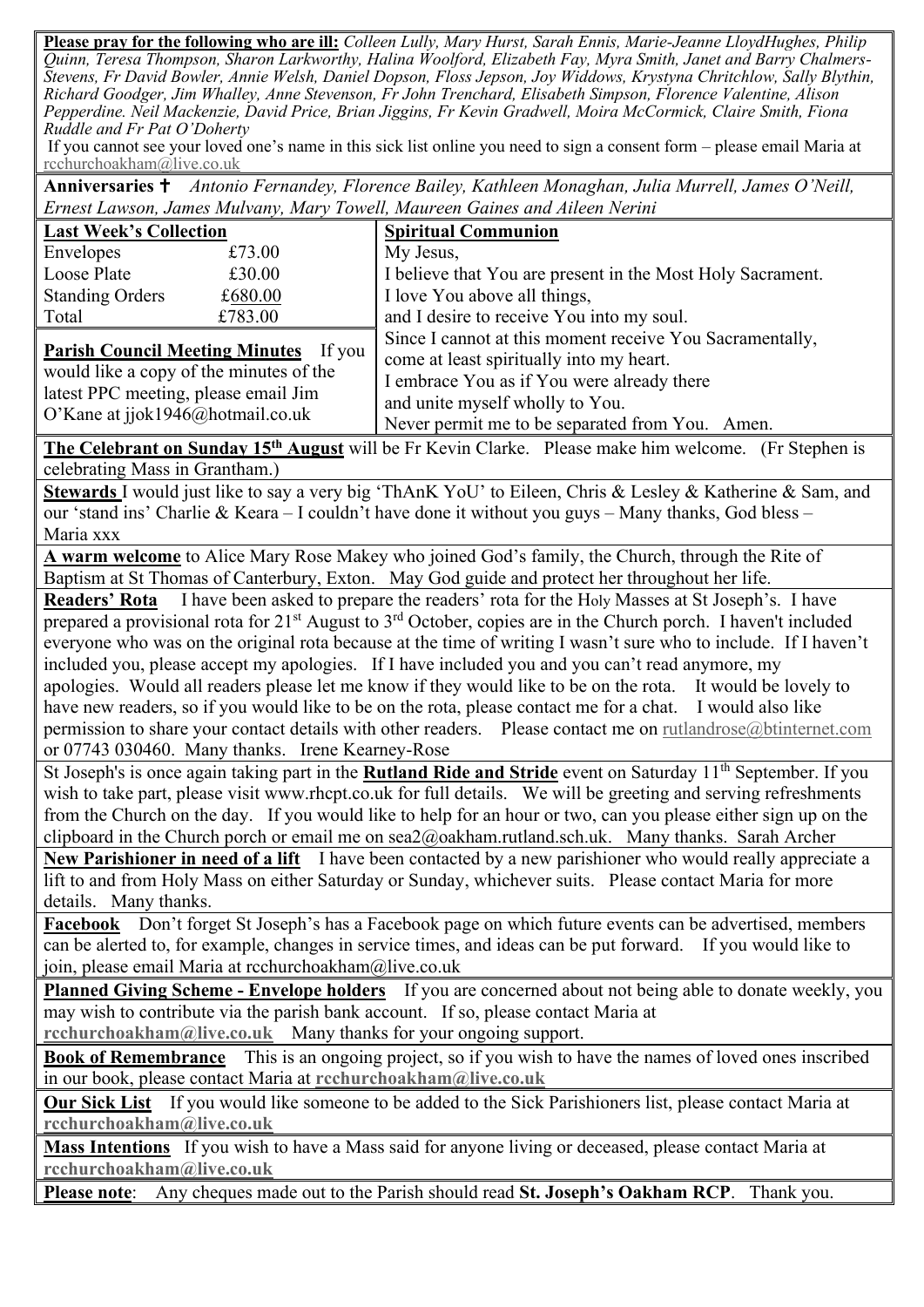**Please pray for the following who are ill:** *Colleen Lully, Mary Hurst, Sarah Ennis, Marie-Jeanne LloydHughes, Philip Quinn, Teresa Thompson, Sharon Larkworthy, Halina Woolford, Elizabeth Fay, Myra Smith, Janet and Barry Chalmers-Stevens, Fr David Bowler, Annie Welsh, Daniel Dopson, Floss Jepson, Joy Widdows, Krystyna Chritchlow, Sally Blythin, Richard Goodger, Jim Whalley, Anne Stevenson, Fr John Trenchard, Elisabeth Simpson, Florence Valentine, Alison Pepperdine. Neil Mackenzie, David Price, Brian Jiggins, Fr Kevin Gradwell, Moira McCormick, Claire Smith, Fiona Ruddle and Fr Pat O'Doherty*

If you cannot see your loved one's name in this sick list online you need to sign a consent form – please email Maria at rcchurchoakham@live.co.uk

**Anniversaries ✝** *Antonio Fernandey, Florence Bailey, Kathleen Monaghan, Julia Murrell, James O'Neill, Ernest Lawson, James Mulvany, Mary Towell, Maureen Gaines and Aileen Nerini*

**Last Week's Collection**

| | |
|---|---|
| Envelopes | £73.00 |
| Loose Plate | £30.00 |
| Standing Orders | £680.00 |
| Total | £783.00 |

**Parish Council Meeting Minutes** If you would like a copy of the minutes of the latest PPC meeting, please email Jim O'Kane at jjok1946@hotmail.co.uk

**Spiritual Communion**

My Jesus,
I believe that You are present in the Most Holy Sacrament.
I love You above all things,
and I desire to receive You into my soul.
Since I cannot at this moment receive You Sacramentally,
come at least spiritually into my heart.
I embrace You as if You were already there
and unite myself wholly to You.
Never permit me to be separated from You. Amen.

**The Celebrant on Sunday 15th August** will be Fr Kevin Clarke. Please make him welcome. (Fr Stephen is celebrating Mass in Grantham.)

**Stewards** I would just like to say a very big 'ThAnK YoU' to Eileen, Chris & Lesley & Katherine & Sam, and our 'stand ins' Charlie & Keara – I couldn't have done it without you guys – Many thanks, God bless – Maria xxx

**A warm welcome** to Alice Mary Rose Makey who joined God's family, the Church, through the Rite of Baptism at St Thomas of Canterbury, Exton. May God guide and protect her throughout her life.

**Readers' Rota** I have been asked to prepare the readers' rota for the Holy Masses at St Joseph's. I have prepared a provisional rota for 21st August to 3rd October, copies are in the Church porch. I haven't included everyone who was on the original rota because at the time of writing I wasn't sure who to include. If I haven't included you, please accept my apologies. If I have included you and you can't read anymore, my apologies. Would all readers please let me know if they would like to be on the rota. It would be lovely to have new readers, so if you would like to be on the rota, please contact me for a chat. I would also like permission to share your contact details with other readers. Please contact me on rutlandrose@btinternet.com or 07743 030460. Many thanks. Irene Kearney-Rose

St Joseph's is once again taking part in the **Rutland Ride and Stride** event on Saturday 11th September. If you wish to take part, please visit www.rhcpt.co.uk for full details. We will be greeting and serving refreshments from the Church on the day. If you would like to help for an hour or two, can you please either sign up on the clipboard in the Church porch or email me on sea2@oakham.rutland.sch.uk. Many thanks. Sarah Archer

**New Parishioner in need of a lift** I have been contacted by a new parishioner who would really appreciate a lift to and from Holy Mass on either Saturday or Sunday, whichever suits. Please contact Maria for more details. Many thanks.

**Facebook** Don't forget St Joseph's has a Facebook page on which future events can be advertised, members can be alerted to, for example, changes in service times, and ideas can be put forward. If you would like to join, please email Maria at rcchurchoakham@live.co.uk

**Planned Giving Scheme - Envelope holders** If you are concerned about not being able to donate weekly, you may wish to contribute via the parish bank account. If so, please contact Maria at **rcchurchoakham@live.co.uk** Many thanks for your ongoing support.

**Book of Remembrance** This is an ongoing project, so if you wish to have the names of loved ones inscribed in our book, please contact Maria at **rcchurchoakham@live.co.uk**

**Our Sick List** If you would like someone to be added to the Sick Parishioners list, please contact Maria at **rcchurchoakham@live.co.uk**

**Mass Intentions** If you wish to have a Mass said for anyone living or deceased, please contact Maria at **rcchurchoakham@live.co.uk**

**Please note**: Any cheques made out to the Parish should read **St. Joseph's Oakham RCP**. Thank you.